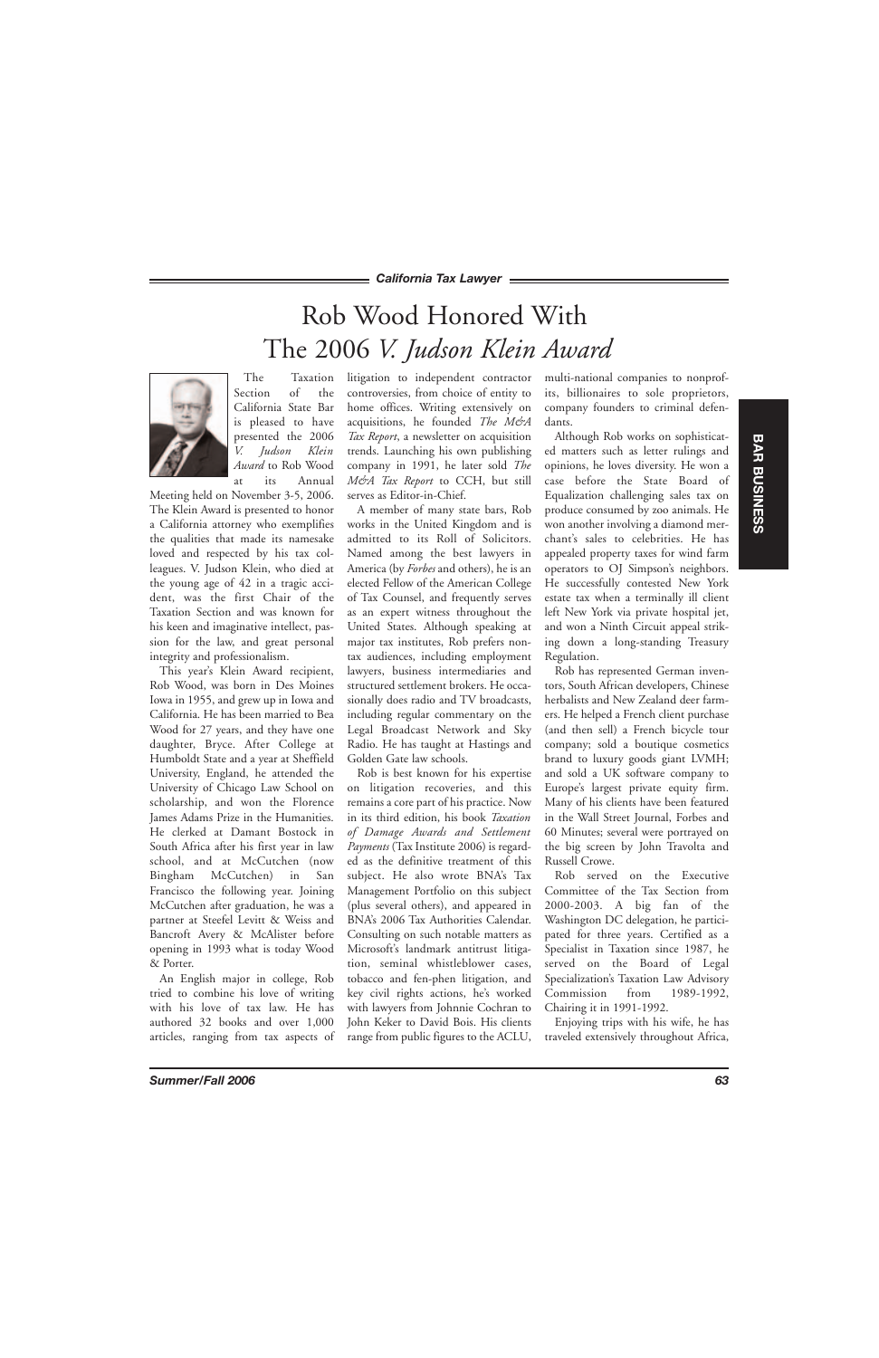# Rob Wood Honored With The 2006 *V. Judson Klein Award*

The Taxation Section of the California State Bar is pleased to have presented the 2006 *V. Judson Klein Award* to Rob Wood at its Annual Meeting held on November 3-5, 2006. The Klein Award is presented to honor a California attorney who exemplifies the qualities that made its namesake loved and respected by his tax colleagues. V. Judson Klein, who died at the young age of 42 in a tragic accident, was the first Chair of the Taxation Section and was known for his keen and imaginative intellect, passion for the law, and great personal integrity and professionalism.

This year's Klein Award recipient, Rob Wood, was born in Des Moines Iowa in 1955, and grew up in Iowa and California. He has been married to Bea Wood for 27 years, and they have one daughter, Bryce. After College at Humboldt State and a year at Sheffield University, England, he attended the University of Chicago Law School on scholarship, and won the Florence James Adams Prize in the Humanities. He clerked at Damant Bostock in South Africa after his first year in law school, and at McCutchen (now Bingham McCutchen) in San Francisco the following year. Joining McCutchen after graduation, he was a partner at Steefel Levitt & Weiss and Bancroft Avery & McAlister before opening in 1993 what is today Wood & Porter.

An English major in college, Rob tried to combine his love of writing with his love of tax law. He has authored 32 books and over 1,000 articles, ranging from tax aspects of litigation to independent contractor controversies, from choice of entity to home offices. Writing extensively on acquisitions, he founded *The M&A Tax Report*, a newsletter on acquisition trends. Launching his own publishing company in 1991, he later sold *The M&A Tax Report* to CCH, but still serves as Editor-in-Chief.

A member of many state bars, Rob works in the United Kingdom and is admitted to its Roll of Solicitors. Named among the best lawyers in America (by *Forbes* and others), he is an elected Fellow of the American College of Tax Counsel, and frequently serves as an expert witness throughout the United States. Although speaking at major tax institutes, Rob prefers non-tax audiences, including employment lawyers, business intermediaries and structured settlement brokers. He occasionally does radio and TV broadcasts, including regular commentary on the Legal Broadcast Network and Sky Radio. He has taught at Hastings and Golden Gate law schools.

Rob is best known for his expertise on litigation recoveries, and this remains a core part of his practice. Now in its third edition, his book *Taxation of Damage Awards and Settlement Payments* (Tax Institute 2006) is regarded as the definitive treatment of this subject. He also wrote BNA's Tax Management Portfolio on this subject (plus several others), and appeared in BNA's 2006 Tax Authorities Calendar. Consulting on such notable matters as Microsoft's landmark antitrust litigation, seminal whistleblower cases, tobacco and fen-phen litigation, and key civil rights actions, he's worked with lawyers from Johnnie Cochran to John Keker to David Bois. His clients range from public figures to the ACLU, multi-national companies to nonprofits, billionaires to sole proprietors, company founders to criminal defendants.

Although Rob works on sophisticated matters such as letter rulings and opinions, he loves diversity. He won a case before the State Board of Equalization challenging sales tax on produce consumed by zoo animals. He won another involving a diamond merchant's sales to celebrities. He has appealed property taxes for wind farm operators to OJ Simpson's neighbors. He successfully contested New York estate tax when a terminally ill client left New York via private hospital jet, and won a Ninth Circuit appeal striking down a long-standing Treasury Regulation.

Rob has represented German inventors, South African developers, Chinese herbalists and New Zealand deer farmers. He helped a French client purchase (and then sell) a French bicycle tour company; sold a boutique cosmetics brand to luxury goods giant LVMH; and sold a UK software company to Europe's largest private equity firm. Many of his clients have been featured in the Wall Street Journal, Forbes and 60 Minutes; several were portrayed on the big screen by John Travolta and Russell Crowe.

Rob served on the Executive Committee of the Tax Section from 2000-2003. A big fan of the Washington DC delegation, he participated for three years. Certified as a Specialist in Taxation since 1987, he served on the Board of Legal Specialization's Taxation Law Advisory Commission from 1989-1992, Chairing it in 1991-1992.

Enjoying trips with his wife, he has traveled extensively throughout Africa,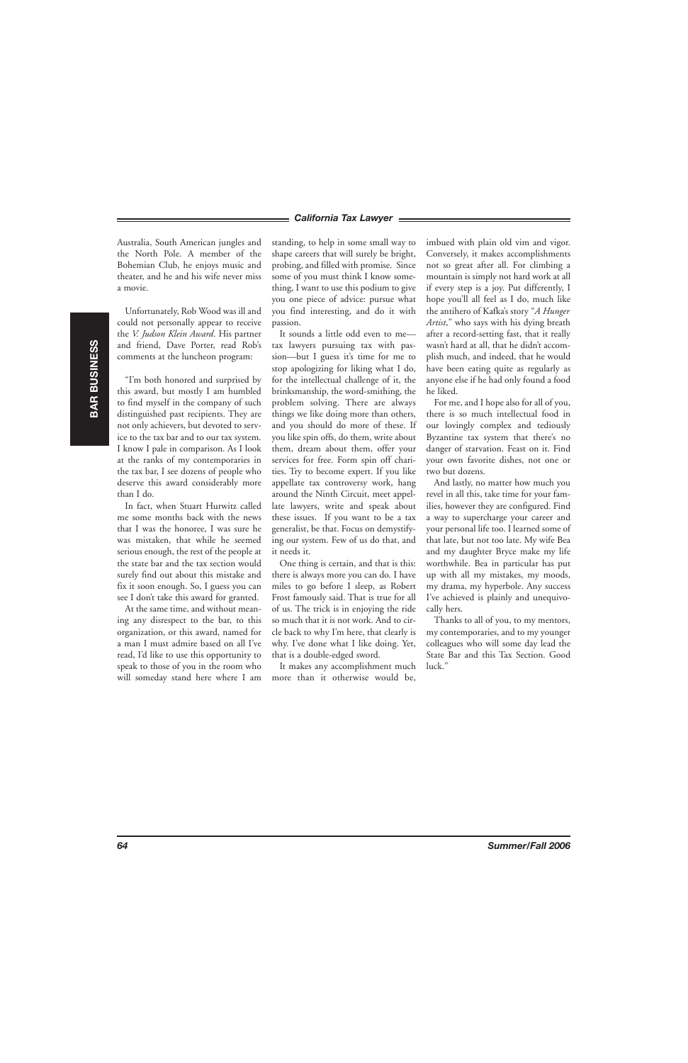Australia, South American jungles and the North Pole. A member of the Bohemian Club, he enjoys music and theater, and he and his wife never miss a movie.

Unfortunately, Rob Wood was ill and could not personally appear to receive the *V. Judson Klein Award*. His partner and friend, Dave Porter, read Rob's comments at the luncheon program:

"I'm both honored and surprised by this award, but mostly I am humbled to find myself in the company of such distinguished past recipients. They are not only achievers, but devoted to service to the tax bar and to our tax system. I know I pale in comparison. As I look at the ranks of my contemporaries in the tax bar, I see dozens of people who deserve this award considerably more than I do.

In fact, when Stuart Hurwitz called me some months back with the news that I was the honoree, I was sure he was mistaken, that while he seemed serious enough, the rest of the people at the state bar and the tax section would surely find out about this mistake and fix it soon enough. So, I guess you can see I don't take this award for granted.

At the same time, and without meaning any disrespect to the bar, to this organization, or this award, named for a man I must admire based on all I've read, I'd like to use this opportunity to speak to those of you in the room who will someday stand here where I am standing, to help in some small way to shape careers that will surely be bright, probing, and filled with promise. Since some of you must think I know something, I want to use this podium to give you one piece of advice: pursue what you find interesting, and do it with passion.

It sounds a little odd even to me—tax lawyers pursuing tax with passion—but I guess it's time for me to stop apologizing for liking what I do, for the intellectual challenge of it, the brinksmanship, the word-smithing, the problem solving. There are always things we like doing more than others, and you should do more of these. If you like spin offs, do them, write about them, dream about them, offer your services for free. Form spin off charities. Try to become expert. If you like appellate tax controversy work, hang around the Ninth Circuit, meet appellate lawyers, write and speak about these issues. If you want to be a tax generalist, be that. Focus on demystifying our system. Few of us do that, and it needs it.

One thing is certain, and that is this: there is always more you can do. I have miles to go before I sleep, as Robert Frost famously said. That is true for all of us. The trick is in enjoying the ride so much that it is not work. And to circle back to why I'm here, that clearly is why. I've done what I like doing. Yet, that is a double-edged sword.

It makes any accomplishment much more than it otherwise would be, imbued with plain old vim and vigor. Conversely, it makes accomplishments not so great after all. For climbing a mountain is simply not hard work at all if every step is a joy. Put differently, I hope you'll all feel as I do, much like the antihero of Kafka's story "*A Hunger Artist*," who says with his dying breath after a record-setting fast, that it really wasn't hard at all, that he didn't accomplish much, and indeed, that he would have been eating quite as regularly as anyone else if he had only found a food he liked.

For me, and I hope also for all of you, there is so much intellectual food in our lovingly complex and tediously Byzantine tax system that there's no danger of starvation. Feast on it. Find your own favorite dishes, not one or two but dozens.

And lastly, no matter how much you revel in all this, take time for your families, however they are configured. Find a way to supercharge your career and your personal life too. I learned some of that late, but not too late. My wife Bea and my daughter Bryce make my life worthwhile. Bea in particular has put up with all my mistakes, my moods, my drama, my hyperbole. Any success I've achieved is plainly and unequivocally hers.

Thanks to all of you, to my mentors, my contemporaries, and to my younger colleagues who will some day lead the State Bar and this Tax Section. Good luck."